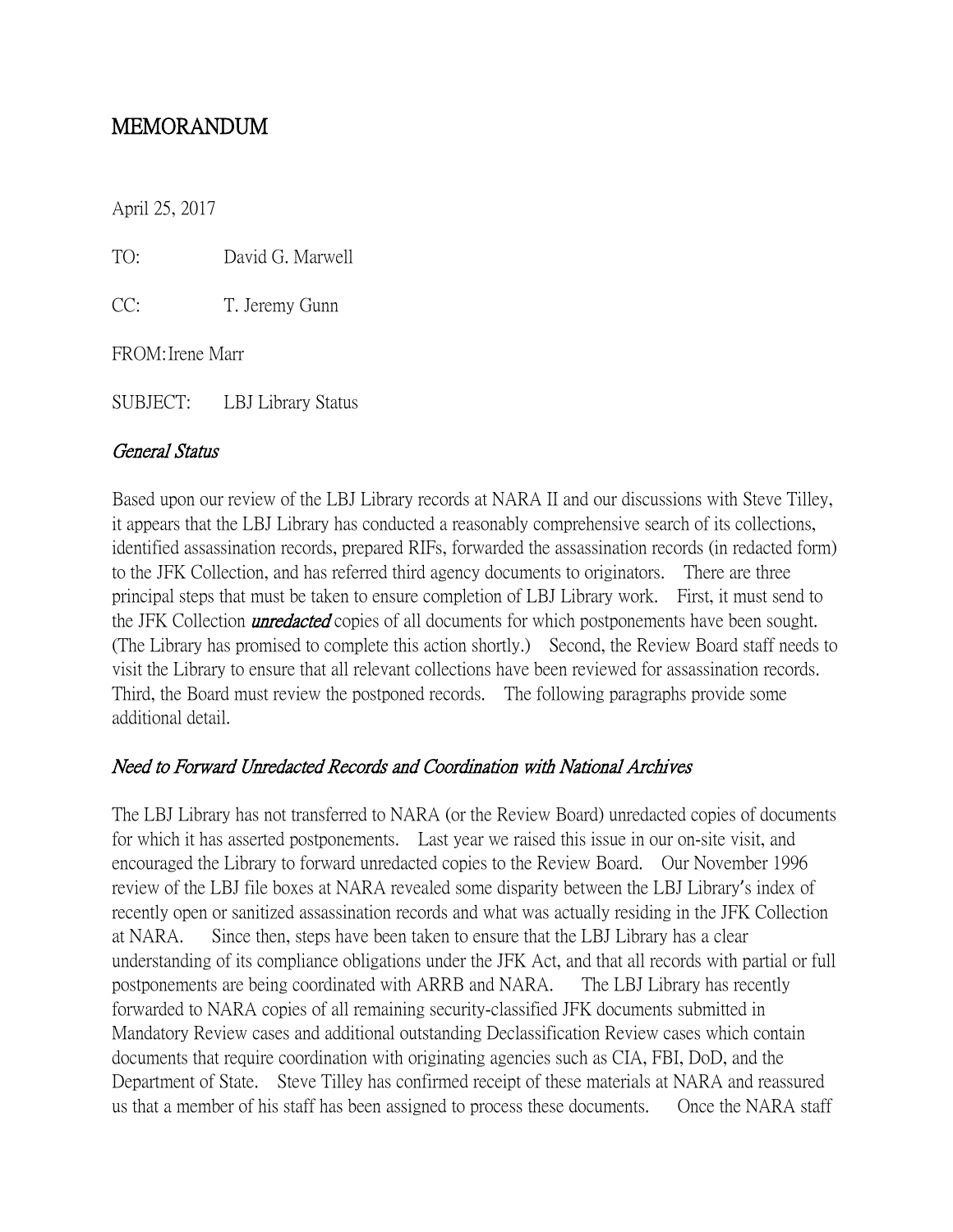# MEMORANDUM

April 25, 2017

TO: David G. Marwell

CC: T. Jeremy Gunn

FROM: Irene Marr

SUBJECT: LBJ Library Status

## *General Status*

Based upon our review of the LBJ Library records at NARA II and our discussions with Steve Tilley, it appears that the LBJ Library has conducted a reasonably comprehensive search of its collections, identified assassination records, prepared RIFs, forwarded the assassination records (in redacted form) to the JFK Collection, and has referred third agency documents to originators. There are three principal steps that must be taken to ensure completion of LBJ Library work. First, it must send to the JFK Collection ***unredacted*** copies of all documents for which postponements have been sought. (The Library has promised to complete this action shortly.) Second, the Review Board staff needs to visit the Library to ensure that all relevant collections have been reviewed for assassination records. Third, the Board must review the postponed records. The following paragraphs provide some additional detail.

## *Need to Forward Unredacted Records and Coordination with National Archives*

The LBJ Library has not transferred to NARA (or the Review Board) unredacted copies of documents for which it has asserted postponements. Last year we raised this issue in our on-site visit, and encouraged the Library to forward unredacted copies to the Review Board. Our November 1996 review of the LBJ file boxes at NARA revealed some disparity between the LBJ Library's index of recently open or sanitized assassination records and what was actually residing in the JFK Collection at NARA. Since then, steps have been taken to ensure that the LBJ Library has a clear understanding of its compliance obligations under the JFK Act, and that all records with partial or full postponements are being coordinated with ARRB and NARA. The LBJ Library has recently forwarded to NARA copies of all remaining security-classified JFK documents submitted in Mandatory Review cases and additional outstanding Declassification Review cases which contain documents that require coordination with originating agencies such as CIA, FBI, DoD, and the Department of State. Steve Tilley has confirmed receipt of these materials at NARA and reassured us that a member of his staff has been assigned to process these documents. Once the NARA staff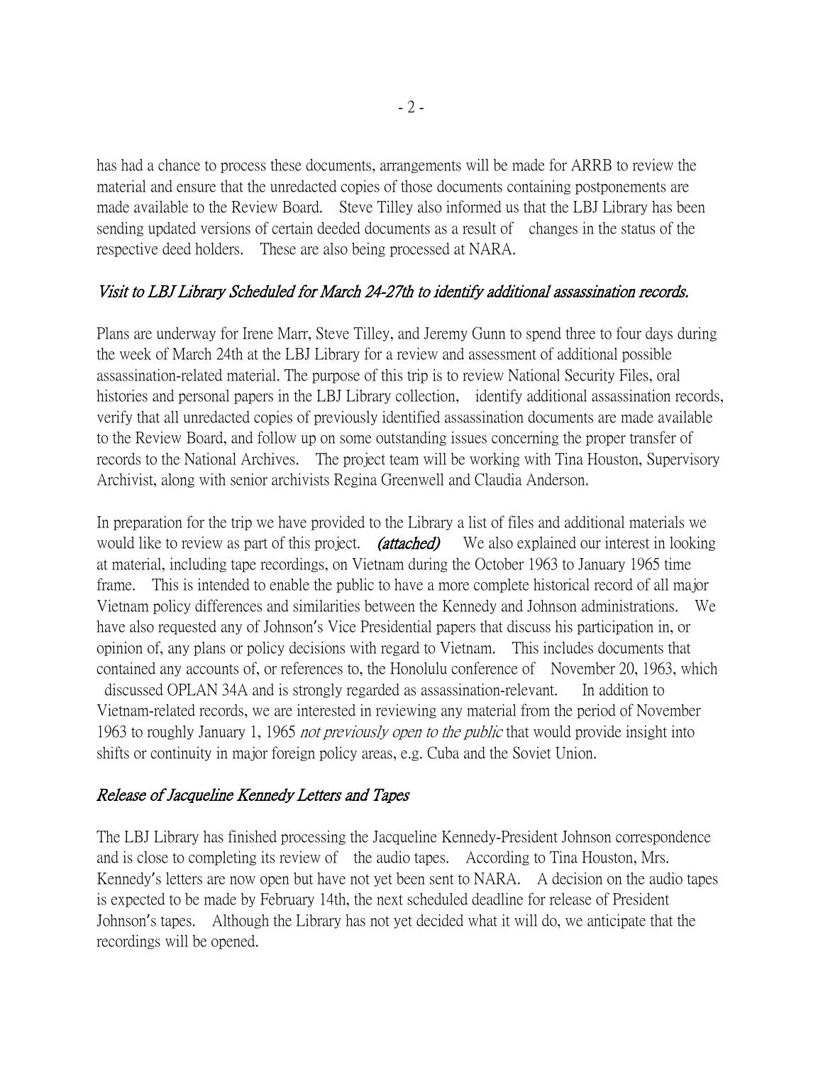has had a chance to process these documents, arrangements will be made for ARRB to review the material and ensure that the unredacted copies of those documents containing postponements are made available to the Review Board. Steve Tilley also informed us that the LBJ Library has been sending updated versions of certain deeded documents as a result of changes in the status of the respective deed holders. These are also being processed at NARA.

*Visit to LBJ Library Scheduled for March 24-27th to identify additional assassination records.*

Plans are underway for Irene Marr, Steve Tilley, and Jeremy Gunn to spend three to four days during the week of March 24th at the LBJ Library for a review and assessment of additional possible assassination-related material. The purpose of this trip is to review National Security Files, oral histories and personal papers in the LBJ Library collection, identify additional assassination records, verify that all unredacted copies of previously identified assassination documents are made available to the Review Board, and follow up on some outstanding issues concerning the proper transfer of records to the National Archives. The project team will be working with Tina Houston, Supervisory Archivist, along with senior archivists Regina Greenwell and Claudia Anderson.

In preparation for the trip we have provided to the Library a list of files and additional materials we would like to review as part of this project. ***(attached)*** We also explained our interest in looking at material, including tape recordings, on Vietnam during the October 1963 to January 1965 time frame. This is intended to enable the public to have a more complete historical record of all major Vietnam policy differences and similarities between the Kennedy and Johnson administrations. We have also requested any of Johnson's Vice Presidential papers that discuss his participation in, or opinion of, any plans or policy decisions with regard to Vietnam. This includes documents that contained any accounts of, or references to, the Honolulu conference of November 20, 1963, which discussed OPLAN 34A and is strongly regarded as assassination-relevant. In addition to Vietnam-related records, we are interested in reviewing any material from the period of November 1963 to roughly January 1, 1965 *not previously open to the public* that would provide insight into shifts or continuity in major foreign policy areas, e.g. Cuba and the Soviet Union.

*Release of Jacqueline Kennedy Letters and Tapes*

The LBJ Library has finished processing the Jacqueline Kennedy-President Johnson correspondence and is close to completing its review of the audio tapes. According to Tina Houston, Mrs. Kennedy's letters are now open but have not yet been sent to NARA. A decision on the audio tapes is expected to be made by February 14th, the next scheduled deadline for release of President Johnson's tapes. Although the Library has not yet decided what it will do, we anticipate that the recordings will be opened.